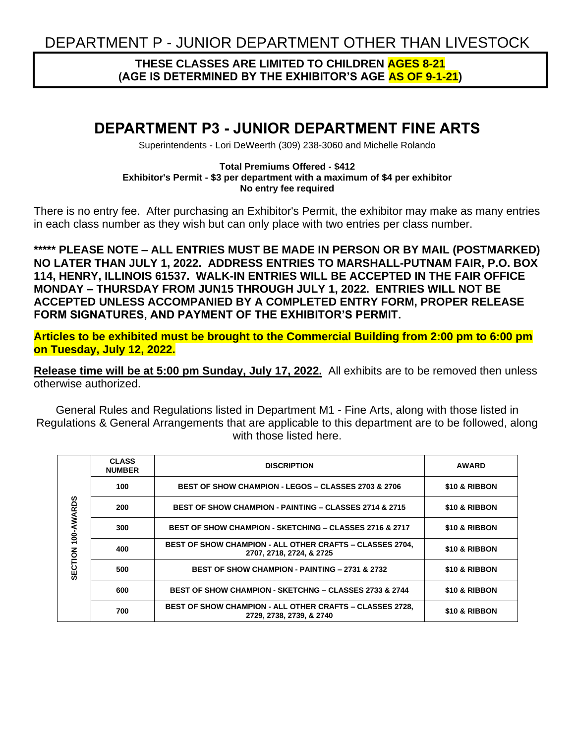# DEPARTMENT P - JUNIOR DEPARTMENT OTHER THAN LIVESTOCK

**THESE CLASSES ARE LIMITED TO CHILDREN AGES 8-21**
**(AGE IS DETERMINED BY THE EXHIBITOR'S AGE AS OF 9-1-21)**

## DEPARTMENT P3 - JUNIOR DEPARTMENT FINE ARTS

Superintendents - Lori DeWeerth (309) 238-3060 and Michelle Rolando

**Total Premiums Offered - $412**
**Exhibitor's Permit - $3 per department with a maximum of $4 per exhibitor**
**No entry fee required**

There is no entry fee. After purchasing an Exhibitor's Permit, the exhibitor may make as many entries in each class number as they wish but can only place with two entries per class number.

**\*\*\*\*\* PLEASE NOTE – ALL ENTRIES MUST BE MADE IN PERSON OR BY MAIL (POSTMARKED) NO LATER THAN JULY 1, 2022. ADDRESS ENTRIES TO MARSHALL-PUTNAM FAIR, P.O. BOX 114, HENRY, ILLINOIS 61537. WALK-IN ENTRIES WILL BE ACCEPTED IN THE FAIR OFFICE MONDAY – THURSDAY FROM JUN15 THROUGH JULY 1, 2022. ENTRIES WILL NOT BE ACCEPTED UNLESS ACCOMPANIED BY A COMPLETED ENTRY FORM, PROPER RELEASE FORM SIGNATURES, AND PAYMENT OF THE EXHIBITOR'S PERMIT.**

**Articles to be exhibited must be brought to the Commercial Building from 2:00 pm to 6:00 pm on Tuesday, July 12, 2022.**

**Release time will be at 5:00 pm Sunday, July 17, 2022.** All exhibits are to be removed then unless otherwise authorized.

General Rules and Regulations listed in Department M1 - Fine Arts, along with those listed in Regulations & General Arrangements that are applicable to this department are to be followed, along with those listed here.

| SECTION | CLASS NUMBER | DISCRIPTION | AWARD |
|---|---|---|---|
| SECTION 100-AWARDS | 100 | BEST OF SHOW CHAMPION - LEGOS – CLASSES 2703 & 2706 | $10 & RIBBON |
| | 200 | BEST OF SHOW CHAMPION - PAINTING – CLASSES 2714 & 2715 | $10 & RIBBON |
| | 300 | BEST OF SHOW CHAMPION - SKETCHING – CLASSES 2716 & 2717 | $10 & RIBBON |
| | 400 | BEST OF SHOW CHAMPION - ALL OTHER CRAFTS – CLASSES 2704, 2707, 2718, 2724, & 2725 | $10 & RIBBON |
| | 500 | BEST OF SHOW CHAMPION - PAINTING – 2731 & 2732 | $10 & RIBBON |
| | 600 | BEST OF SHOW CHAMPION - SKETCHNG – CLASSES 2733 & 2744 | $10 & RIBBON |
| | 700 | BEST OF SHOW CHAMPION - ALL OTHER CRAFTS – CLASSES 2728, 2729, 2738, 2739, & 2740 | $10 & RIBBON |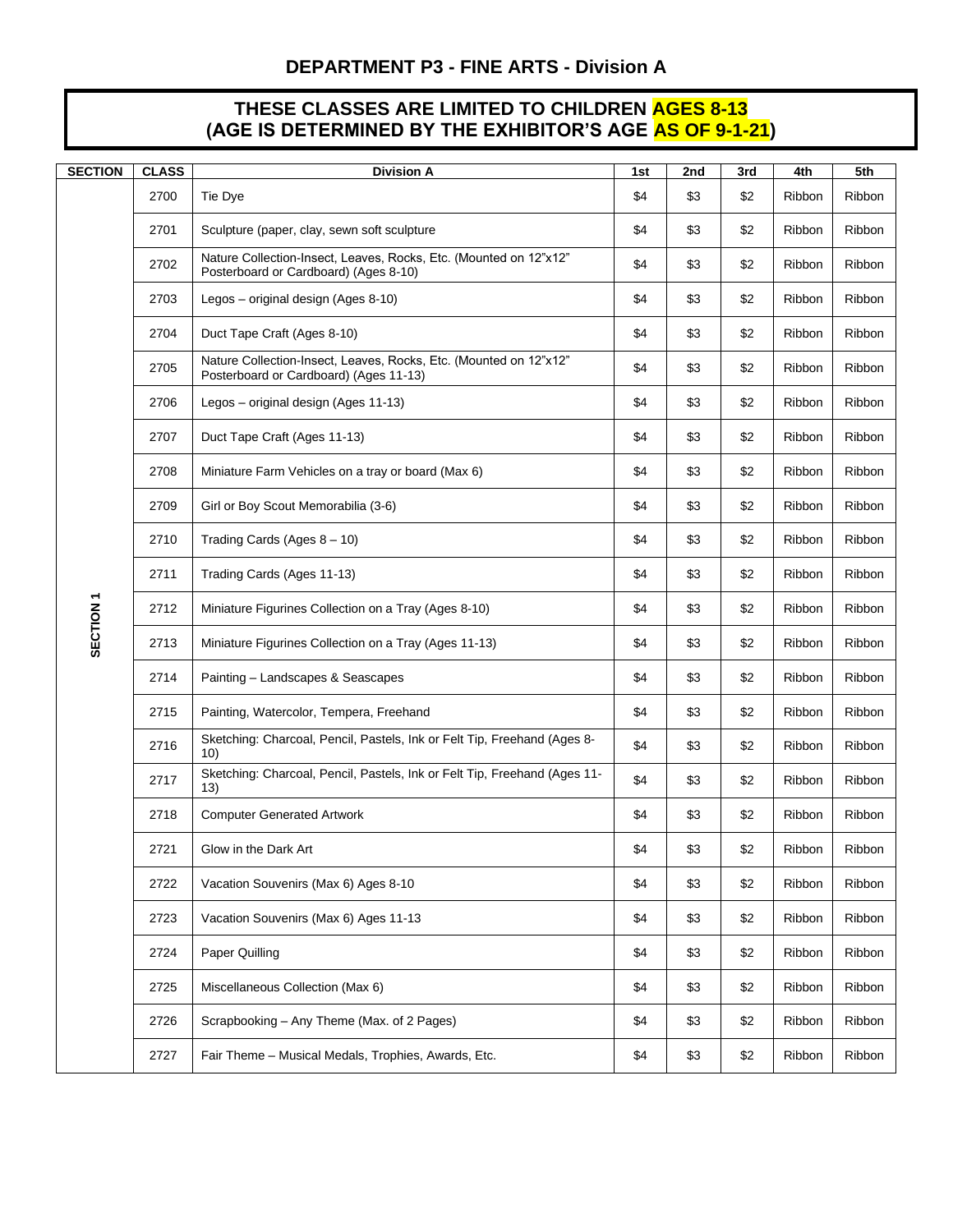## DEPARTMENT P3 - FINE ARTS - Division A

**THESE CLASSES ARE LIMITED TO CHILDREN AGES 8-13**
**(AGE IS DETERMINED BY THE EXHIBITOR'S AGE AS OF 9-1-21)**

| SECTION | CLASS | Division A | 1st | 2nd | 3rd | 4th | 5th |
|---|---|---|---|---|---|---|---|
| SECTION 1 | 2700 | Tie Dye | $4 | $3 | $2 | Ribbon | Ribbon |
| | 2701 | Sculpture (paper, clay, sewn soft sculpture | $4 | $3 | $2 | Ribbon | Ribbon |
| | 2702 | Nature Collection-Insect, Leaves, Rocks, Etc. (Mounted on 12"x12" Posterboard or Cardboard) (Ages 8-10) | $4 | $3 | $2 | Ribbon | Ribbon |
| | 2703 | Legos – original design (Ages 8-10) | $4 | $3 | $2 | Ribbon | Ribbon |
| | 2704 | Duct Tape Craft (Ages 8-10) | $4 | $3 | $2 | Ribbon | Ribbon |
| | 2705 | Nature Collection-Insect, Leaves, Rocks, Etc. (Mounted on 12"x12" Posterboard or Cardboard) (Ages 11-13) | $4 | $3 | $2 | Ribbon | Ribbon |
| | 2706 | Legos – original design (Ages 11-13) | $4 | $3 | $2 | Ribbon | Ribbon |
| | 2707 | Duct Tape Craft (Ages 11-13) | $4 | $3 | $2 | Ribbon | Ribbon |
| | 2708 | Miniature Farm Vehicles on a tray or board (Max 6) | $4 | $3 | $2 | Ribbon | Ribbon |
| | 2709 | Girl or Boy Scout Memorabilia (3-6) | $4 | $3 | $2 | Ribbon | Ribbon |
| | 2710 | Trading Cards (Ages 8 – 10) | $4 | $3 | $2 | Ribbon | Ribbon |
| | 2711 | Trading Cards (Ages 11-13) | $4 | $3 | $2 | Ribbon | Ribbon |
| | 2712 | Miniature Figurines Collection on a Tray (Ages 8-10) | $4 | $3 | $2 | Ribbon | Ribbon |
| | 2713 | Miniature Figurines Collection on a Tray (Ages 11-13) | $4 | $3 | $2 | Ribbon | Ribbon |
| | 2714 | Painting – Landscapes & Seascapes | $4 | $3 | $2 | Ribbon | Ribbon |
| | 2715 | Painting, Watercolor, Tempera, Freehand | $4 | $3 | $2 | Ribbon | Ribbon |
| | 2716 | Sketching: Charcoal, Pencil, Pastels, Ink or Felt Tip, Freehand (Ages 8-10) | $4 | $3 | $2 | Ribbon | Ribbon |
| | 2717 | Sketching: Charcoal, Pencil, Pastels, Ink or Felt Tip, Freehand (Ages 11-13) | $4 | $3 | $2 | Ribbon | Ribbon |
| | 2718 | Computer Generated Artwork | $4 | $3 | $2 | Ribbon | Ribbon |
| | 2721 | Glow in the Dark Art | $4 | $3 | $2 | Ribbon | Ribbon |
| | 2722 | Vacation Souvenirs (Max 6) Ages 8-10 | $4 | $3 | $2 | Ribbon | Ribbon |
| | 2723 | Vacation Souvenirs (Max 6) Ages 11-13 | $4 | $3 | $2 | Ribbon | Ribbon |
| | 2724 | Paper Quilling | $4 | $3 | $2 | Ribbon | Ribbon |
| | 2725 | Miscellaneous Collection (Max 6) | $4 | $3 | $2 | Ribbon | Ribbon |
| | 2726 | Scrapbooking – Any Theme (Max. of 2 Pages) | $4 | $3 | $2 | Ribbon | Ribbon |
| | 2727 | Fair Theme – Musical Medals, Trophies, Awards, Etc. | $4 | $3 | $2 | Ribbon | Ribbon |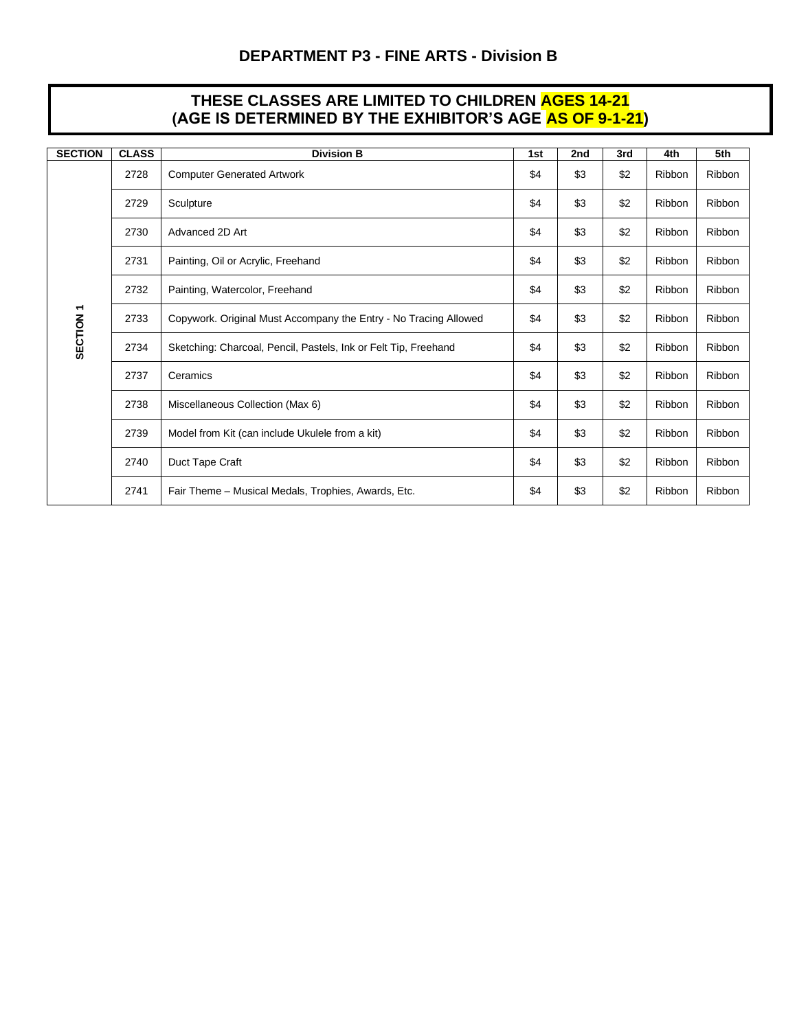## DEPARTMENT P3 - FINE ARTS - Division B

**THESE CLASSES ARE LIMITED TO CHILDREN AGES 14-21**
**(AGE IS DETERMINED BY THE EXHIBITOR'S AGE AS OF 9-1-21)**

| SECTION | CLASS | Division B | 1st | 2nd | 3rd | 4th | 5th |
|---|---|---|---|---|---|---|---|
| SECTION 1 | 2728 | Computer Generated Artwork | $4 | $3 | $2 | Ribbon | Ribbon |
| | 2729 | Sculpture | $4 | $3 | $2 | Ribbon | Ribbon |
| | 2730 | Advanced 2D Art | $4 | $3 | $2 | Ribbon | Ribbon |
| | 2731 | Painting, Oil or Acrylic, Freehand | $4 | $3 | $2 | Ribbon | Ribbon |
| | 2732 | Painting, Watercolor, Freehand | $4 | $3 | $2 | Ribbon | Ribbon |
| | 2733 | Copywork. Original Must Accompany the Entry - No Tracing Allowed | $4 | $3 | $2 | Ribbon | Ribbon |
| | 2734 | Sketching: Charcoal, Pencil, Pastels, Ink or Felt Tip, Freehand | $4 | $3 | $2 | Ribbon | Ribbon |
| | 2737 | Ceramics | $4 | $3 | $2 | Ribbon | Ribbon |
| | 2738 | Miscellaneous Collection (Max 6) | $4 | $3 | $2 | Ribbon | Ribbon |
| | 2739 | Model from Kit (can include Ukulele from a kit) | $4 | $3 | $2 | Ribbon | Ribbon |
| | 2740 | Duct Tape Craft | $4 | $3 | $2 | Ribbon | Ribbon |
| | 2741 | Fair Theme – Musical Medals, Trophies, Awards, Etc. | $4 | $3 | $2 | Ribbon | Ribbon |